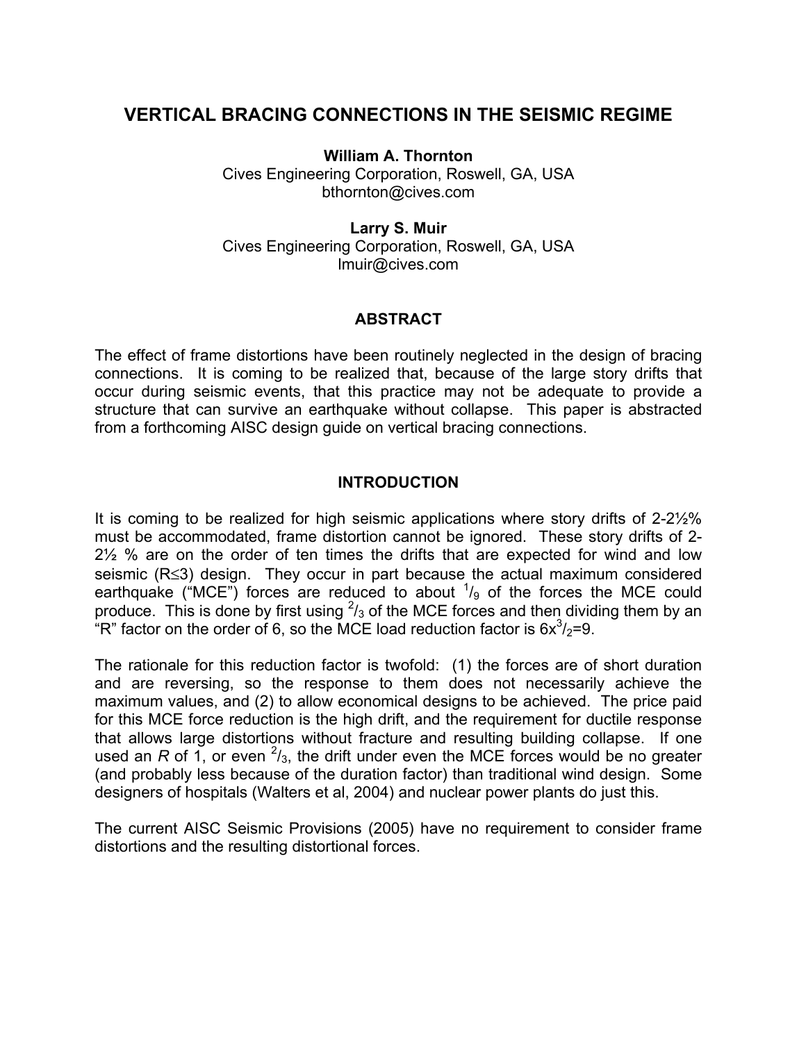# VERTICAL BRACING CONNECTIONS IN THE SEISMIC REGIME

**William A. Thornton**
Cives Engineering Corporation, Roswell, GA, USA
bthornton@cives.com

**Larry S. Muir**
Cives Engineering Corporation, Roswell, GA, USA
lmuir@cives.com

## ABSTRACT

The effect of frame distortions have been routinely neglected in the design of bracing connections. It is coming to be realized that, because of the large story drifts that occur during seismic events, that this practice may not be adequate to provide a structure that can survive an earthquake without collapse. This paper is abstracted from a forthcoming AISC design guide on vertical bracing connections.

## INTRODUCTION

It is coming to be realized for high seismic applications where story drifts of 2-2½% must be accommodated, frame distortion cannot be ignored. These story drifts of 2-2½ % are on the order of ten times the drifts that are expected for wind and low seismic ($R \leq 3$) design. They occur in part because the actual maximum considered earthquake ("MCE") forces are reduced to about $^1/_9$ of the forces the MCE could produce. This is done by first using $^2/_3$ of the MCE forces and then dividing them by an "R" factor on the order of 6, so the MCE load reduction factor is $6 \times ^3/_2 = 9$.

The rationale for this reduction factor is twofold: (1) the forces are of short duration and are reversing, so the response to them does not necessarily achieve the maximum values, and (2) to allow economical designs to be achieved. The price paid for this MCE force reduction is the high drift, and the requirement for ductile response that allows large distortions without fracture and resulting building collapse. If one used an *R* of 1, or even $^2/_3$, the drift under even the MCE forces would be no greater (and probably less because of the duration factor) than traditional wind design. Some designers of hospitals (Walters et al, 2004) and nuclear power plants do just this.

The current AISC Seismic Provisions (2005) have no requirement to consider frame distortions and the resulting distortional forces.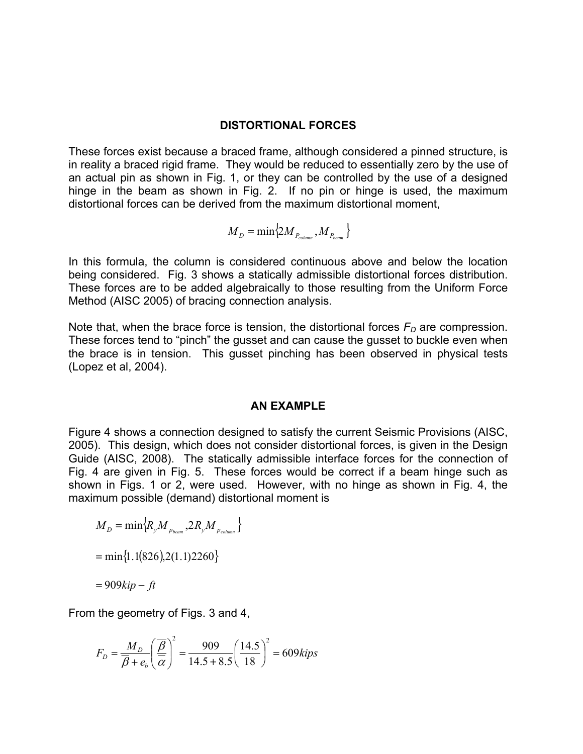## DISTORTIONAL FORCES

These forces exist because a braced frame, although considered a pinned structure, is in reality a braced rigid frame. They would be reduced to essentially zero by the use of an actual pin as shown in Fig. 1, or they can be controlled by the use of a designed hinge in the beam as shown in Fig. 2. If no pin or hinge is used, the maximum distortional forces can be derived from the maximum distortional moment,

$$M_D = \min\left\{2M_{P_{column}}, M_{P_{beam}}\right\}$$

In this formula, the column is considered continuous above and below the location being considered. Fig. 3 shows a statically admissible distortional forces distribution. These forces are to be added algebraically to those resulting from the Uniform Force Method (AISC 2005) of bracing connection analysis.

Note that, when the brace force is tension, the distortional forces $F_D$ are compression. These forces tend to "pinch" the gusset and can cause the gusset to buckle even when the brace is in tension. This gusset pinching has been observed in physical tests (Lopez et al, 2004).

## AN EXAMPLE

Figure 4 shows a connection designed to satisfy the current Seismic Provisions (AISC, 2005). This design, which does not consider distortional forces, is given in the Design Guide (AISC, 2008). The statically admissible interface forces for the connection of Fig. 4 are given in Fig. 5. These forces would be correct if a beam hinge such as shown in Figs. 1 or 2, were used. However, with no hinge as shown in Fig. 4, the maximum possible (demand) distortional moment is

$$M_D = \min\left\{R_y M_{p_{beam}}, 2R_y M_{p_{column}}\right\}$$

$$= \min\left\{1.1(826), 2(1.1)2260\right\}$$

$$= 909 kip - ft$$

From the geometry of Figs. 3 and 4,

$$F_D = \frac{M_D}{\overline{\beta} + e_b}\left(\frac{\overline{\beta}}{\overline{\alpha}}\right)^2 = \frac{909}{14.5 + 8.5}\left(\frac{14.5}{18}\right)^2 = 609 kips$$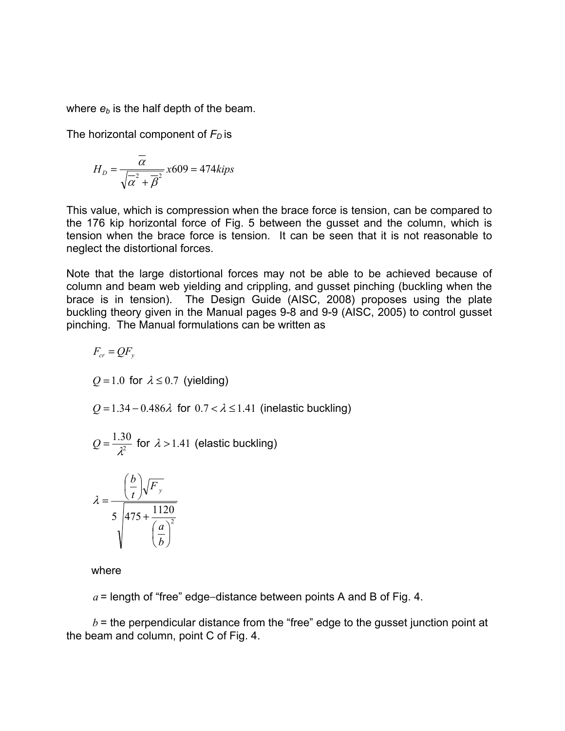where $e_b$ is the half depth of the beam.

The horizontal component of $F_D$ is

$$H_D = \frac{\overline{\alpha}}{\sqrt{\overline{\alpha}^2 + \overline{\beta}^2}} x609 = 474 kips$$

This value, which is compression when the brace force is tension, can be compared to the 176 kip horizontal force of Fig. 5 between the gusset and the column, which is tension when the brace force is tension. It can be seen that it is not reasonable to neglect the distortional forces.

Note that the large distortional forces may not be able to be achieved because of column and beam web yielding and crippling, and gusset pinching (buckling when the brace is in tension). The Design Guide (AISC, 2008) proposes using the plate buckling theory given in the Manual pages 9-8 and 9-9 (AISC, 2005) to control gusset pinching. The Manual formulations can be written as

$$F_{cr} = QF_y$$

$Q = 1.0$ for $\lambda \leq 0.7$ (yielding)

$Q = 1.34 - 0.486\lambda$ for $0.7 < \lambda \leq 1.41$ (inelastic buckling)

$Q = \dfrac{1.30}{\lambda^2}$ for $\lambda > 1.41$ (elastic buckling)

$$\lambda = \frac{\left(\frac{b}{t}\right)\sqrt{F_y}}{5\sqrt{475 + \frac{1120}{\left(\frac{a}{b}\right)^2}}}$$

where

$a$ = length of "free" edge–distance between points A and B of Fig. 4.

$b$ = the perpendicular distance from the "free" edge to the gusset junction point at the beam and column, point C of Fig. 4.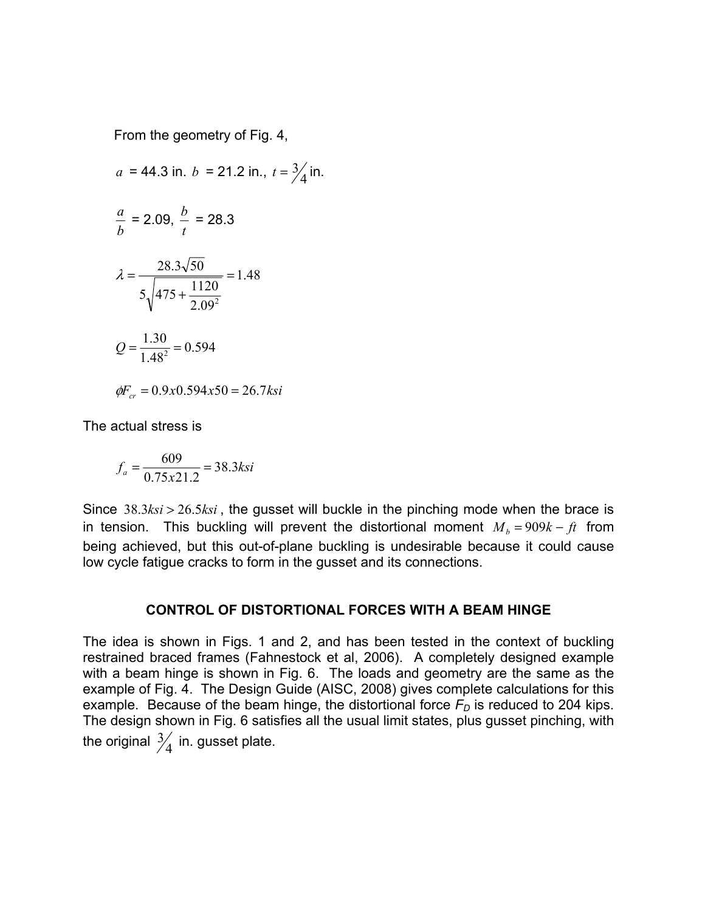From the geometry of Fig. 4,

$a$ = 44.3 in. $b$ = 21.2 in., $t = \frac{3}{4}$ in.

$\frac{a}{b}$ = 2.09, $\frac{b}{t}$ = 28.3

$$\lambda = \frac{28.3\sqrt{50}}{5\sqrt{475 + \frac{1120}{2.09^2}}} = 1.48$$

$$Q = \frac{1.30}{1.48^2} = 0.594$$

$$\phi F_{cr} = 0.9x0.594x50 = 26.7ksi$$

The actual stress is

$$f_a = \frac{609}{0.75x21.2} = 38.3ksi$$

Since $38.3ksi > 26.5ksi$, the gusset will buckle in the pinching mode when the brace is in tension. This buckling will prevent the distortional moment $M_b = 909k - ft$ from being achieved, but this out-of-plane buckling is undesirable because it could cause low cycle fatigue cracks to form in the gusset and its connections.

## CONTROL OF DISTORTIONAL FORCES WITH A BEAM HINGE

The idea is shown in Figs. 1 and 2, and has been tested in the context of buckling restrained braced frames (Fahnestock et al, 2006). A completely designed example with a beam hinge is shown in Fig. 6. The loads and geometry are the same as the example of Fig. 4. The Design Guide (AISC, 2008) gives complete calculations for this example. Because of the beam hinge, the distortional force $F_D$ is reduced to 204 kips. The design shown in Fig. 6 satisfies all the usual limit states, plus gusset pinching, with the original $\frac{3}{4}$ in. gusset plate.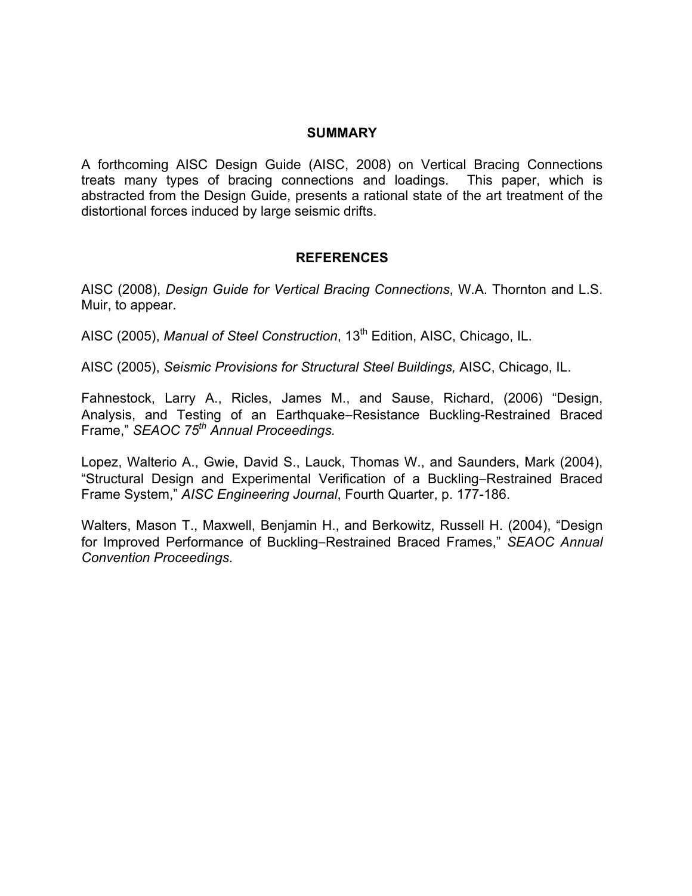## SUMMARY

A forthcoming AISC Design Guide (AISC, 2008) on Vertical Bracing Connections treats many types of bracing connections and loadings. This paper, which is abstracted from the Design Guide, presents a rational state of the art treatment of the distortional forces induced by large seismic drifts.

## REFERENCES

AISC (2008), *Design Guide for Vertical Bracing Connections*, W.A. Thornton and L.S. Muir, to appear.

AISC (2005), *Manual of Steel Construction*, 13th Edition, AISC, Chicago, IL.

AISC (2005), *Seismic Provisions for Structural Steel Buildings,* AISC, Chicago, IL.

Fahnestock, Larry A., Ricles, James M., and Sause, Richard, (2006) "Design, Analysis, and Testing of an Earthquake−Resistance Buckling-Restrained Braced Frame," *SEAOC 75th Annual Proceedings.*

Lopez, Walterio A., Gwie, David S., Lauck, Thomas W., and Saunders, Mark (2004), "Structural Design and Experimental Verification of a Buckling−Restrained Braced Frame System," *AISC Engineering Journal*, Fourth Quarter, p. 177-186.

Walters, Mason T., Maxwell, Benjamin H., and Berkowitz, Russell H. (2004), "Design for Improved Performance of Buckling−Restrained Braced Frames," *SEAOC Annual Convention Proceedings*.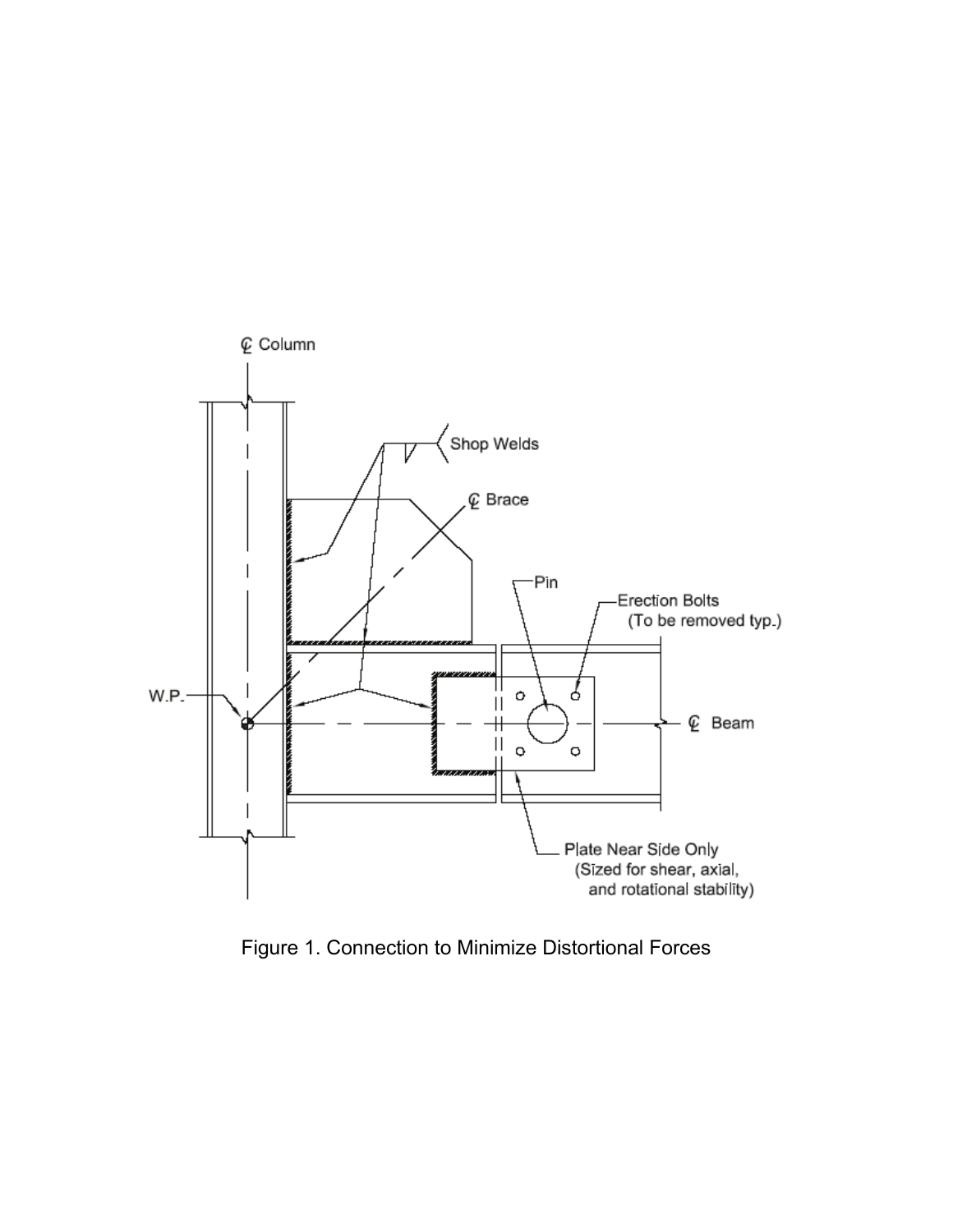Figure 1. Connection to Minimize Distortional Forces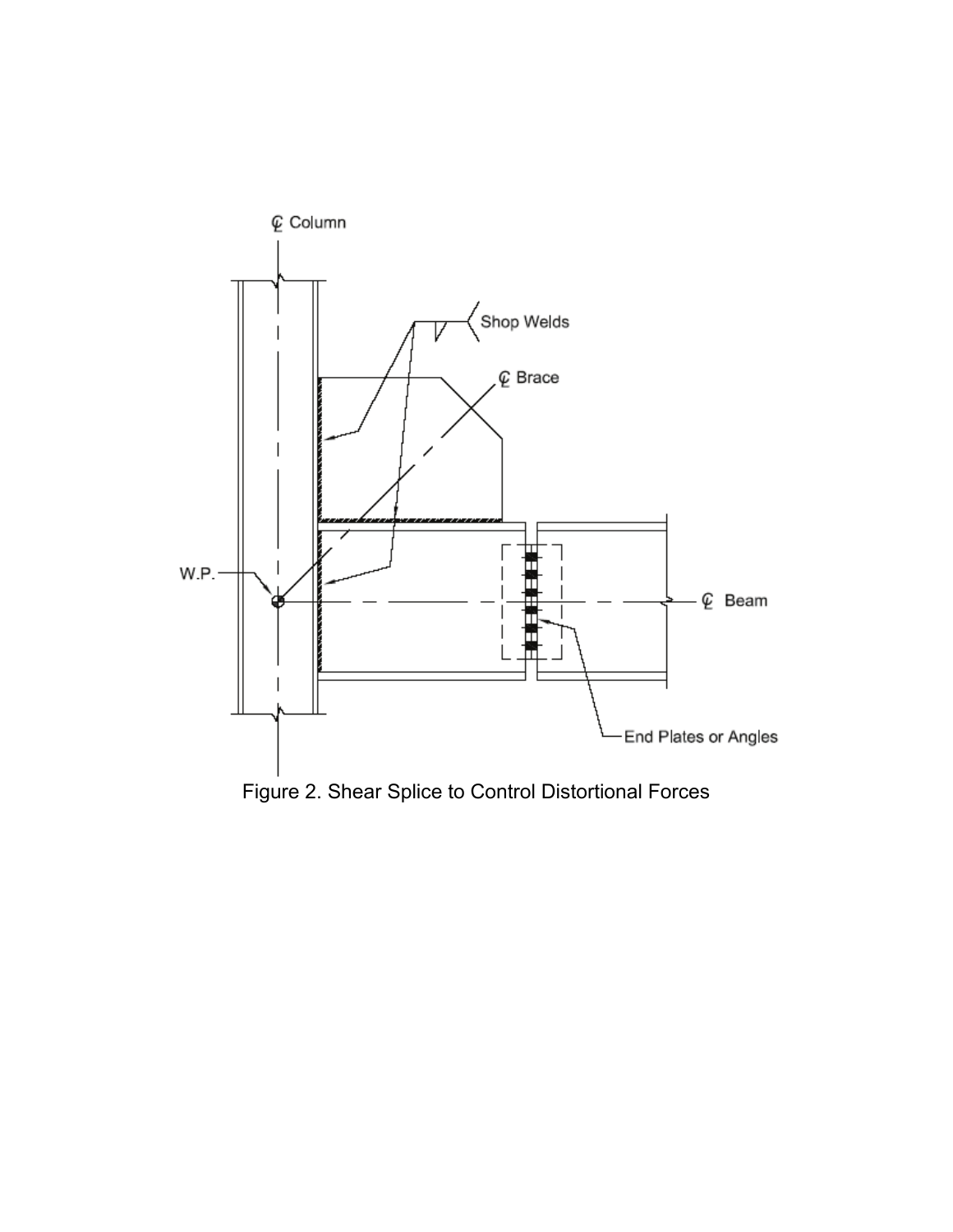Figure 2. Shear Splice to Control Distortional Forces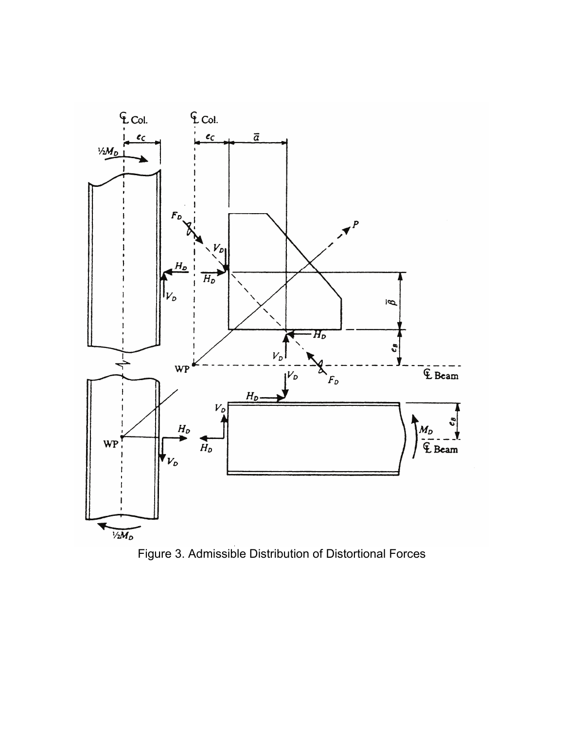Figure 3. Admissible Distribution of Distortional Forces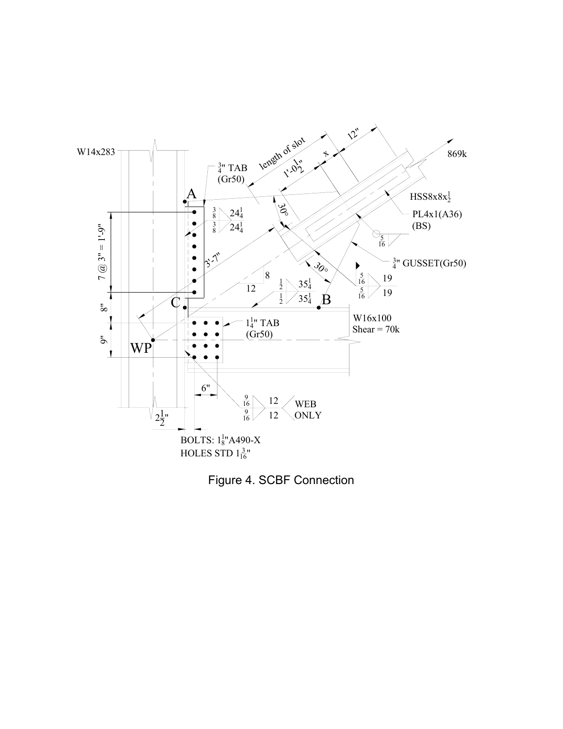Figure 4. SCBF Connection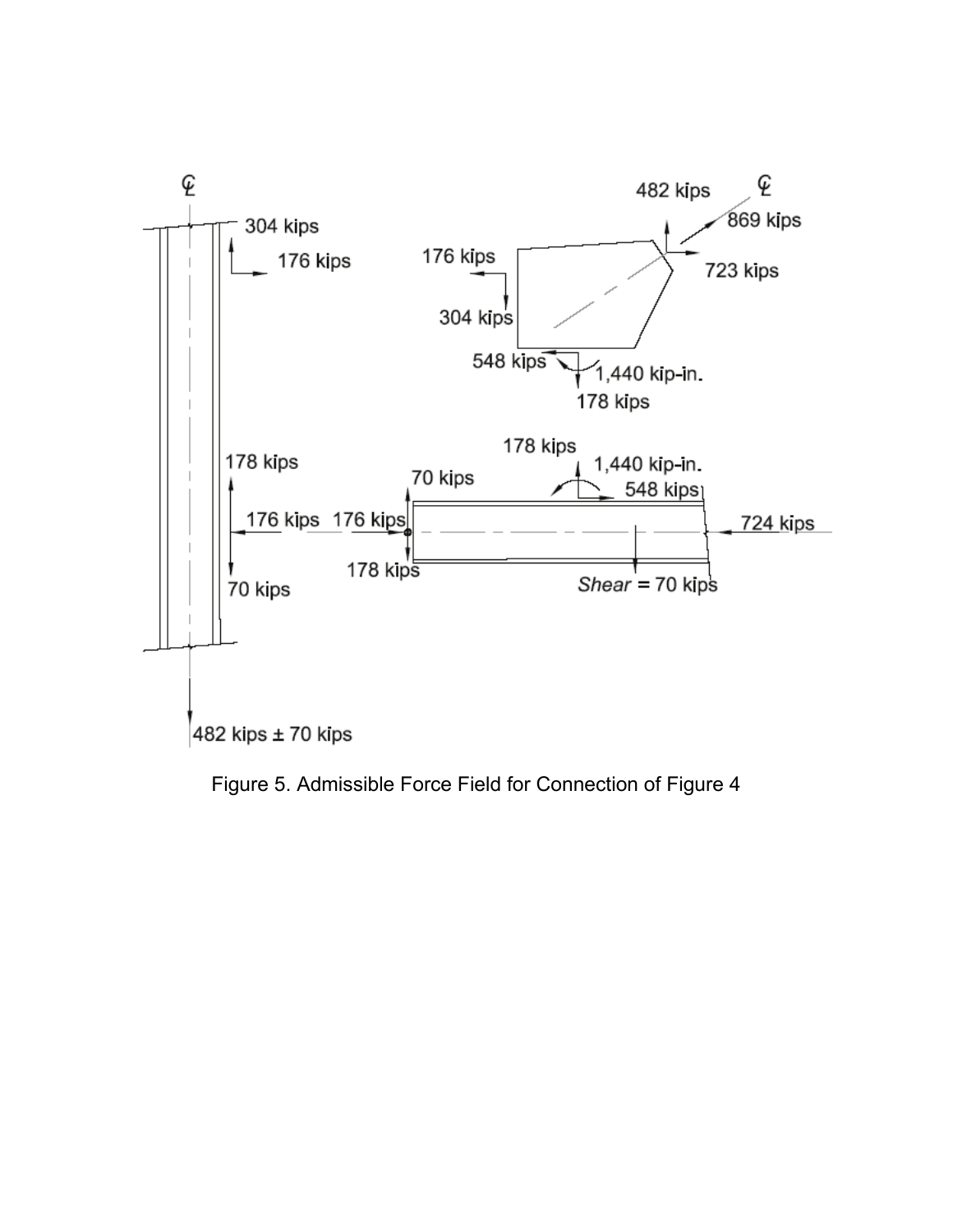Figure 5. Admissible Force Field for Connection of Figure 4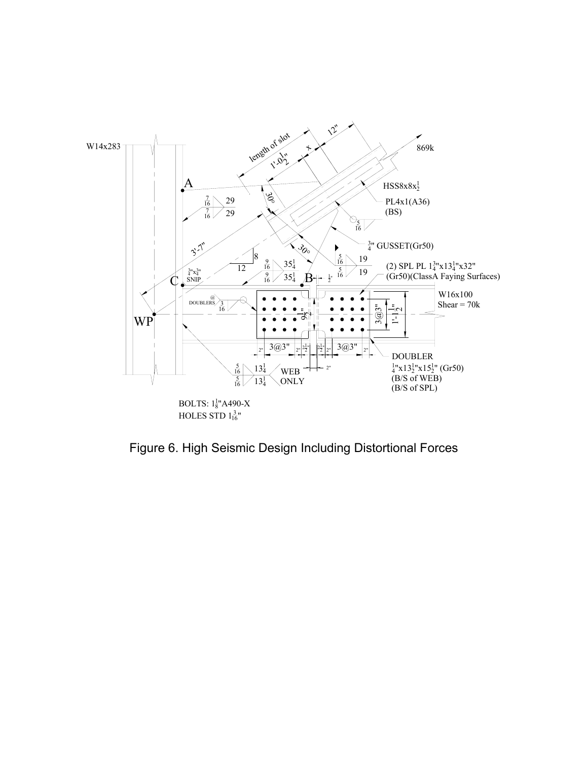W14x283

length of slot

1'-0$\frac{1}{2}$"

x

12"

869k

A

HSS8x8x$\frac{1}{2}$

PL4x1(A36)

(BS)

30°

$\frac{7}{16}$ 29

$\frac{7}{16}$ 29

$\frac{5}{16}$

$\frac{3}{4}$" GUSSET(Gr50)

3'-7"

30°

8

12

$\frac{9}{16}$ 35$\frac{1}{4}$

$\frac{9}{16}$ 35$\frac{1}{4}$

$\frac{5}{16}$ 19

$\frac{5}{16}$ 19

(2) SPL PL 1$\frac{3}{4}$"x13$\frac{1}{4}$"x32"

(Gr50)(ClassA Faying Surfaces)

$\frac{3}{4}$"x$\frac{3}{4}$" SNIP

C

B

$\frac{1}{2}$"

W16x100

Shear = 70k

@ DOUBLERS $\frac{3}{16}$

WP

9$\frac{1}{2}$"

3@3"

1'-1$\frac{1}{2}$"

2" 3@3" 2" 2$\frac{1}{2}$" 2$\frac{1}{2}$" 2" 3@3" 2"

2"

DOUBLER

$\frac{1}{4}$"x13$\frac{1}{2}$"x15$\frac{1}{2}$" (Gr50)

(B/S of WEB)

(B/S of SPL)

$\frac{5}{16}$ 13$\frac{1}{4}$

$\frac{5}{16}$ 13$\frac{1}{4}$

WEB ONLY

BOLTS: 1$\frac{1}{8}$"A490-X

HOLES STD 1$\frac{3}{16}$"

Figure 6. High Seismic Design Including Distortional Forces